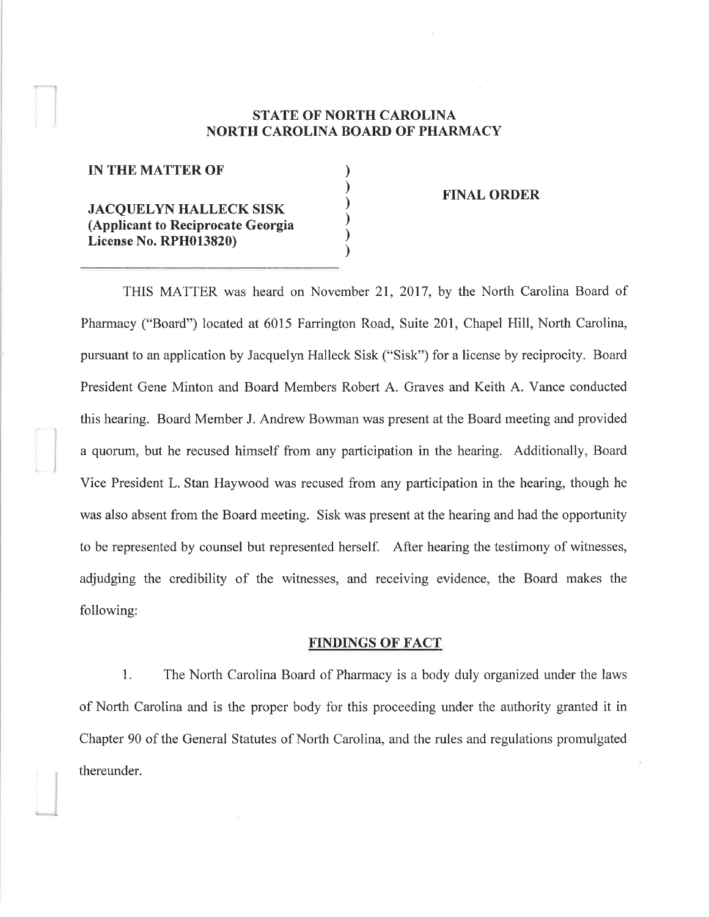# STATE OF NORTH CAROLINA
# NORTH CAROLINA BOARD OF PHARMACY

| | |
|---|---|
| **IN THE MATTER OF** | **FINAL ORDER** |
| **JACQUELYN HALLECK SISK (Applicant to Reciprocate Georgia License No. RPH013820)** | |

THIS MATTER was heard on November 21, 2017, by the North Carolina Board of Pharmacy ("Board") located at 6015 Farrington Road, Suite 201, Chapel Hill, North Carolina, pursuant to an application by Jacquelyn Halleck Sisk ("Sisk") for a license by reciprocity. Board President Gene Minton and Board Members Robert A. Graves and Keith A. Vance conducted this hearing. Board Member J. Andrew Bowman was present at the Board meeting and provided a quorum, but he recused himself from any participation in the hearing. Additionally, Board Vice President L. Stan Haywood was recused from any participation in the hearing, though he was also absent from the Board meeting. Sisk was present at the hearing and had the opportunity to be represented by counsel but represented herself. After hearing the testimony of witnesses, adjudging the credibility of the witnesses, and receiving evidence, the Board makes the following:

## FINDINGS OF FACT

1. The North Carolina Board of Pharmacy is a body duly organized under the laws of North Carolina and is the proper body for this proceeding under the authority granted it in Chapter 90 of the General Statutes of North Carolina, and the rules and regulations promulgated thereunder.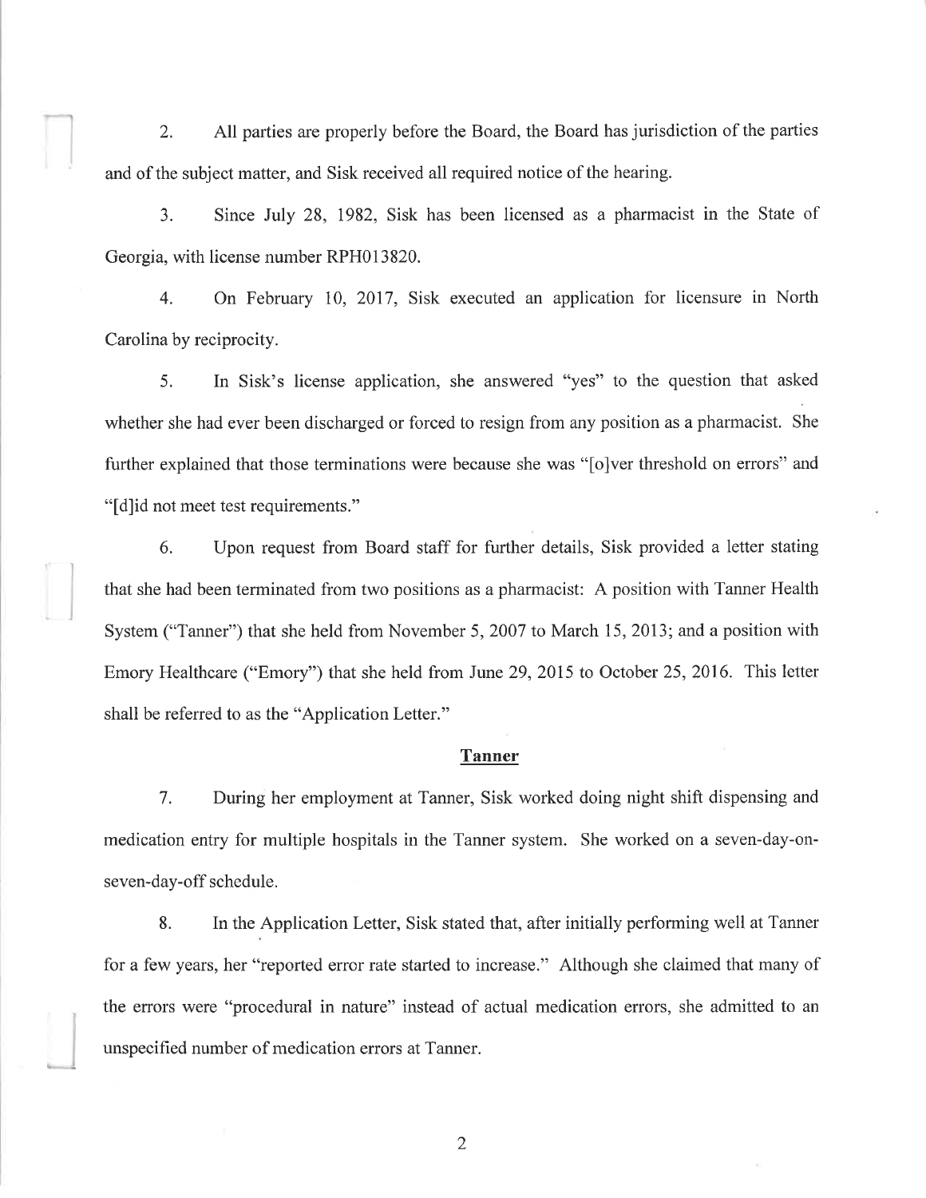2. All parties are properly before the Board, the Board has jurisdiction of the parties and of the subject matter, and Sisk received all required notice of the hearing.

3. Since July 28, 1982, Sisk has been licensed as a pharmacist in the State of Georgia, with license number RPH013820.

4. On February 10, 2017, Sisk executed an application for licensure in North Carolina by reciprocity.

5. In Sisk's license application, she answered "yes" to the question that asked whether she had ever been discharged or forced to resign from any position as a pharmacist. She further explained that those terminations were because she was "[o]ver threshold on errors" and "[d]id not meet test requirements."

6. Upon request from Board staff for further details, Sisk provided a letter stating that she had been terminated from two positions as a pharmacist: A position with Tanner Health System ("Tanner") that she held from November 5, 2007 to March 15, 2013; and a position with Emory Healthcare ("Emory") that she held from June 29, 2015 to October 25, 2016. This letter shall be referred to as the "Application Letter."

## Tanner

7. During her employment at Tanner, Sisk worked doing night shift dispensing and medication entry for multiple hospitals in the Tanner system. She worked on a seven-day-on-seven-day-off schedule.

8. In the Application Letter, Sisk stated that, after initially performing well at Tanner for a few years, her "reported error rate started to increase." Although she claimed that many of the errors were "procedural in nature" instead of actual medication errors, she admitted to an unspecified number of medication errors at Tanner.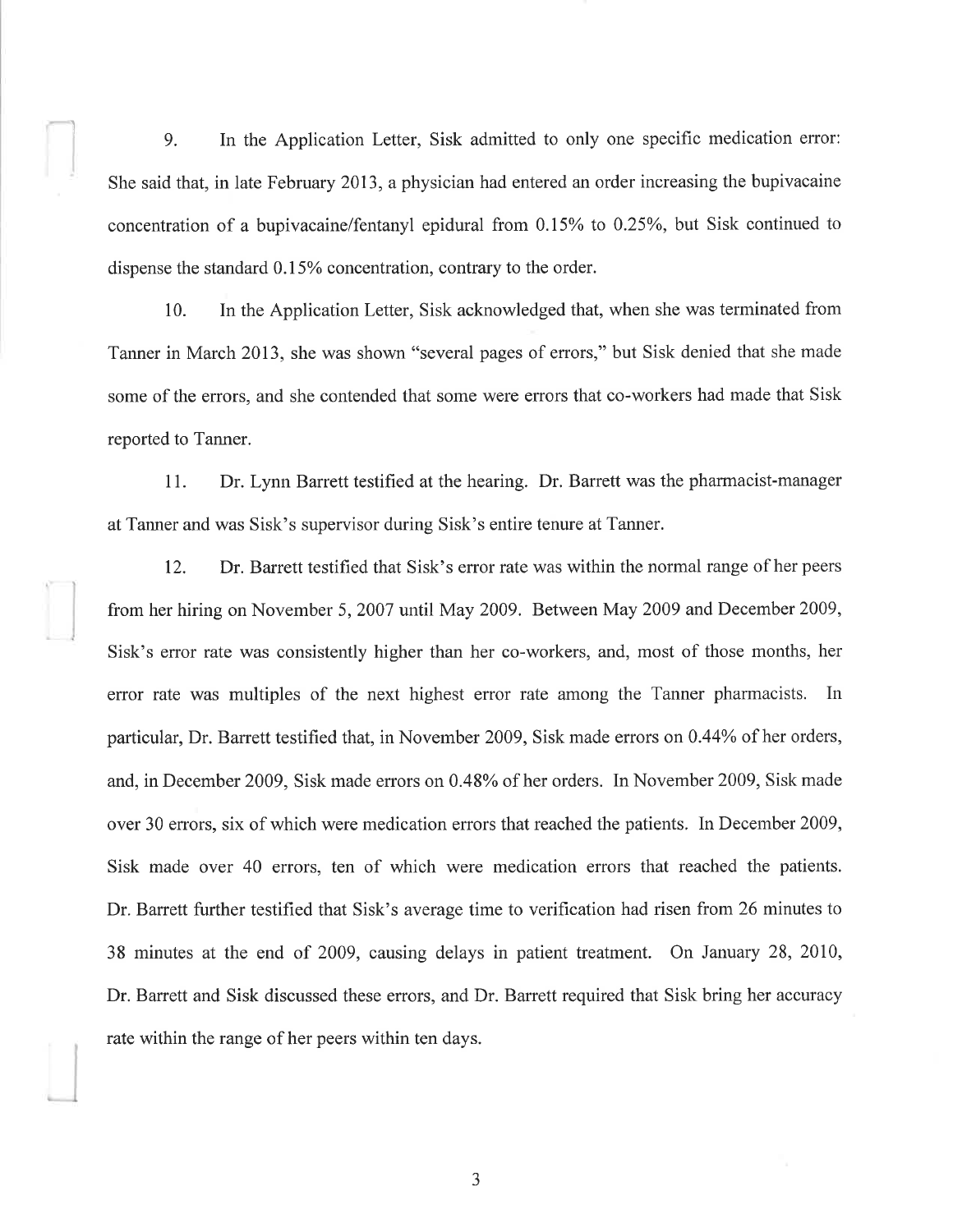9. In the Application Letter, Sisk admitted to only one specific medication error: She said that, in late February 2013, a physician had entered an order increasing the bupivacaine concentration of a bupivacaine/fentanyl epidural from 0.15% to 0.25%, but Sisk continued to dispense the standard 0.15% concentration, contrary to the order.

10. In the Application Letter, Sisk acknowledged that, when she was terminated from Tanner in March 2013, she was shown "several pages of errors," but Sisk denied that she made some of the errors, and she contended that some were errors that co-workers had made that Sisk reported to Tanner.

11. Dr. Lynn Barrett testified at the hearing. Dr. Barrett was the pharmacist-manager at Tanner and was Sisk's supervisor during Sisk's entire tenure at Tanner.

12. Dr. Barrett testified that Sisk's error rate was within the normal range of her peers from her hiring on November 5, 2007 until May 2009. Between May 2009 and December 2009, Sisk's error rate was consistently higher than her co-workers, and, most of those months, her error rate was multiples of the next highest error rate among the Tanner pharmacists. In particular, Dr. Barrett testified that, in November 2009, Sisk made errors on 0.44% of her orders, and, in December 2009, Sisk made errors on 0.48% of her orders. In November 2009, Sisk made over 30 errors, six of which were medication errors that reached the patients. In December 2009, Sisk made over 40 errors, ten of which were medication errors that reached the patients. Dr. Barrett further testified that Sisk's average time to verification had risen from 26 minutes to 38 minutes at the end of 2009, causing delays in patient treatment. On January 28, 2010, Dr. Barrett and Sisk discussed these errors, and Dr. Barrett required that Sisk bring her accuracy rate within the range of her peers within ten days.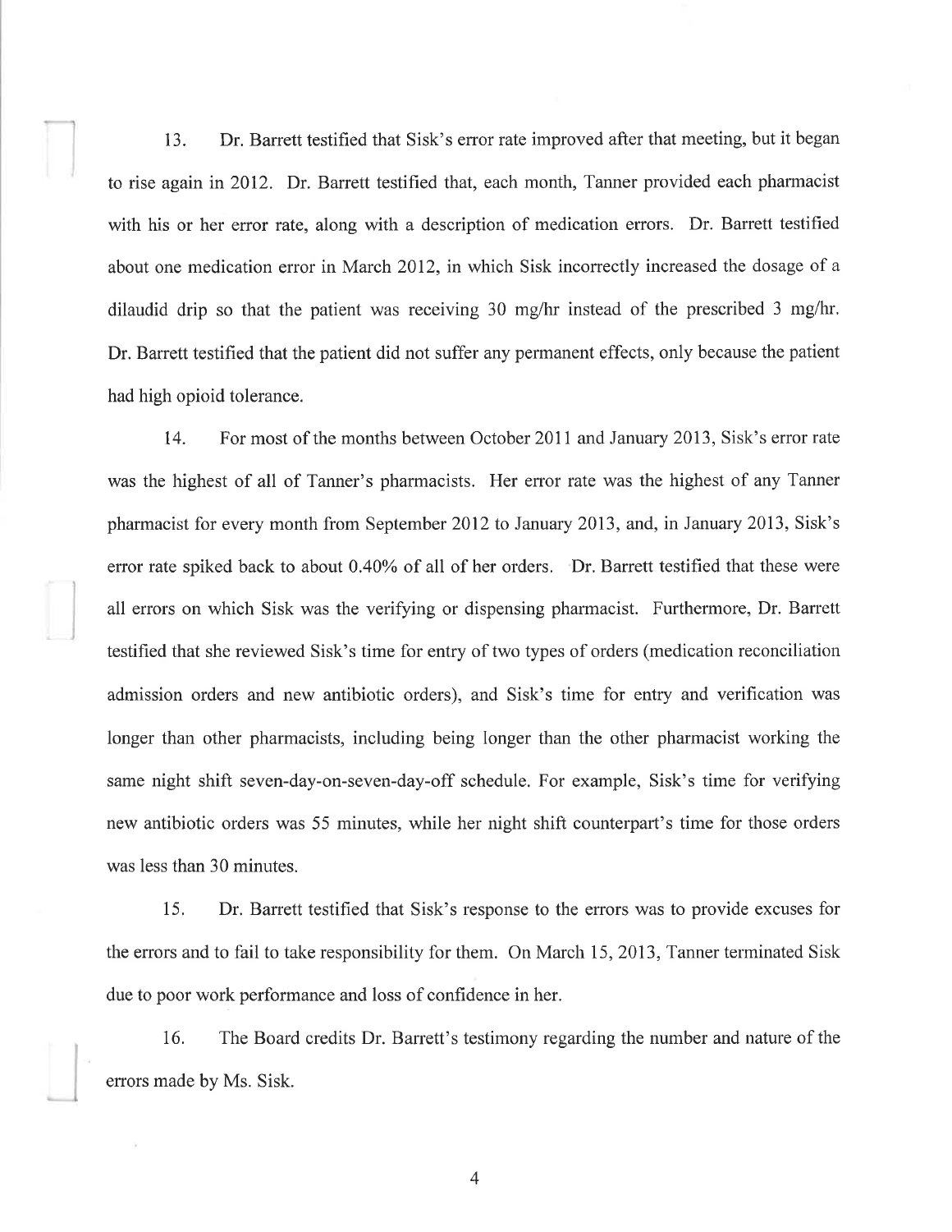13. Dr. Barrett testified that Sisk's error rate improved after that meeting, but it began to rise again in 2012. Dr. Barrett testified that, each month, Tanner provided each pharmacist with his or her error rate, along with a description of medication errors. Dr. Barrett testified about one medication error in March 2012, in which Sisk incorrectly increased the dosage of a dilaudid drip so that the patient was receiving 30 mg/hr instead of the prescribed 3 mg/hr. Dr. Barrett testified that the patient did not suffer any permanent effects, only because the patient had high opioid tolerance.

14. For most of the months between October 2011 and January 2013, Sisk's error rate was the highest of all of Tanner's pharmacists. Her error rate was the highest of any Tanner pharmacist for every month from September 2012 to January 2013, and, in January 2013, Sisk's error rate spiked back to about 0.40% of all of her orders. Dr. Barrett testified that these were all errors on which Sisk was the verifying or dispensing pharmacist. Furthermore, Dr. Barrett testified that she reviewed Sisk's time for entry of two types of orders (medication reconciliation admission orders and new antibiotic orders), and Sisk's time for entry and verification was longer than other pharmacists, including being longer than the other pharmacist working the same night shift seven-day-on-seven-day-off schedule. For example, Sisk's time for verifying new antibiotic orders was 55 minutes, while her night shift counterpart's time for those orders was less than 30 minutes.

15. Dr. Barrett testified that Sisk's response to the errors was to provide excuses for the errors and to fail to take responsibility for them. On March 15, 2013, Tanner terminated Sisk due to poor work performance and loss of confidence in her.

16. The Board credits Dr. Barrett's testimony regarding the number and nature of the errors made by Ms. Sisk.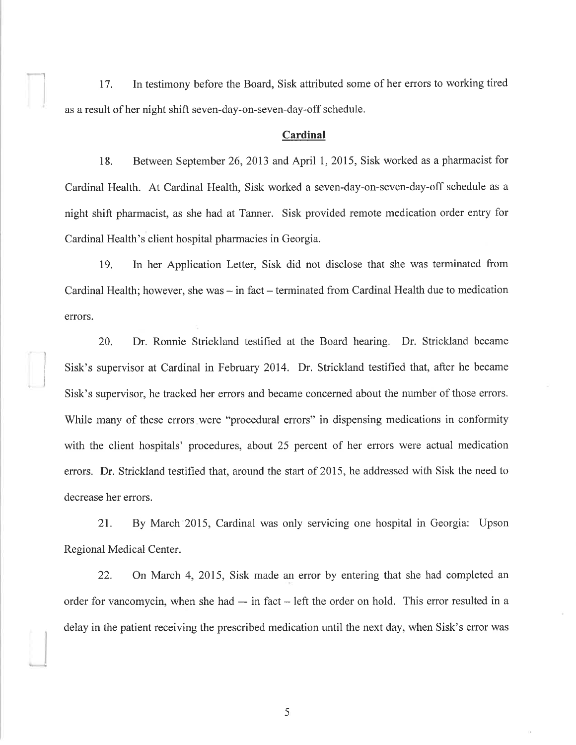17. In testimony before the Board, Sisk attributed some of her errors to working tired as a result of her night shift seven-day-on-seven-day-off schedule.

## Cardinal

18. Between September 26, 2013 and April 1, 2015, Sisk worked as a pharmacist for Cardinal Health. At Cardinal Health, Sisk worked a seven-day-on-seven-day-off schedule as a night shift pharmacist, as she had at Tanner. Sisk provided remote medication order entry for Cardinal Health's client hospital pharmacies in Georgia.

19. In her Application Letter, Sisk did not disclose that she was terminated from Cardinal Health; however, she was – in fact – terminated from Cardinal Health due to medication errors.

20. Dr. Ronnie Strickland testified at the Board hearing. Dr. Strickland became Sisk's supervisor at Cardinal in February 2014. Dr. Strickland testified that, after he became Sisk's supervisor, he tracked her errors and became concerned about the number of those errors. While many of these errors were "procedural errors" in dispensing medications in conformity with the client hospitals' procedures, about 25 percent of her errors were actual medication errors. Dr. Strickland testified that, around the start of 2015, he addressed with Sisk the need to decrease her errors.

21. By March 2015, Cardinal was only servicing one hospital in Georgia: Upson Regional Medical Center.

22. On March 4, 2015, Sisk made an error by entering that she had completed an order for vancomycin, when she had -- in fact – left the order on hold. This error resulted in a delay in the patient receiving the prescribed medication until the next day, when Sisk's error was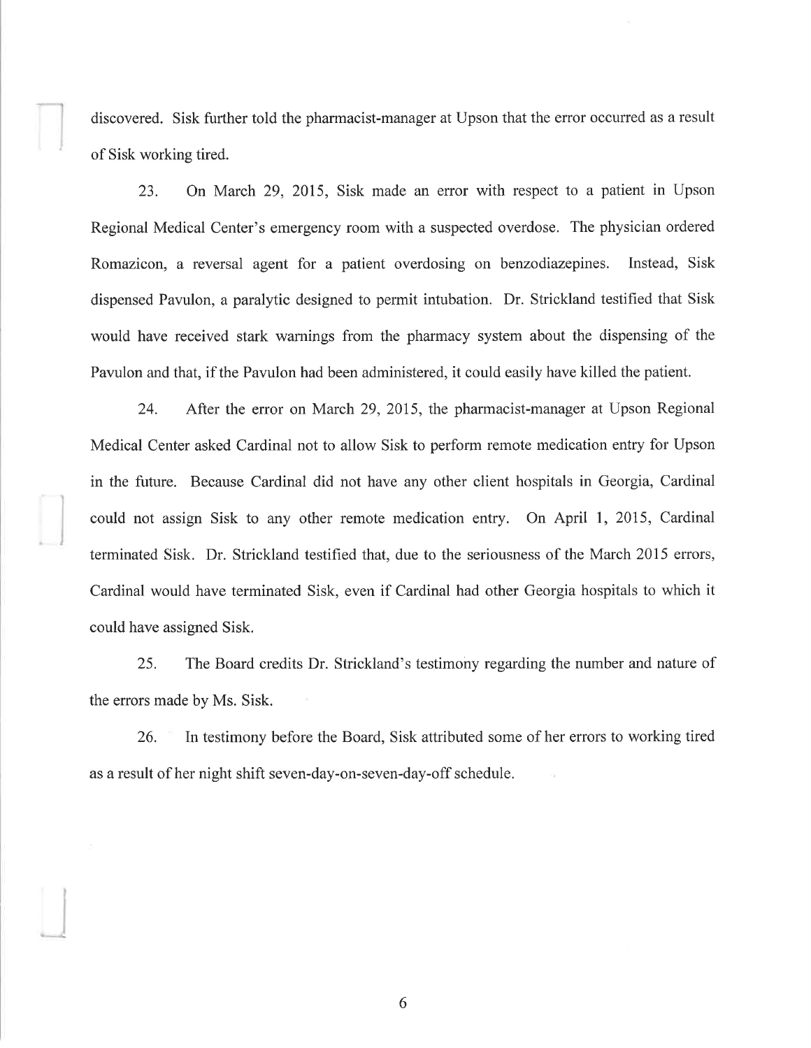discovered. Sisk further told the pharmacist-manager at Upson that the error occurred as a result of Sisk working tired.

23. On March 29, 2015, Sisk made an error with respect to a patient in Upson Regional Medical Center's emergency room with a suspected overdose. The physician ordered Romazicon, a reversal agent for a patient overdosing on benzodiazepines. Instead, Sisk dispensed Pavulon, a paralytic designed to permit intubation. Dr. Strickland testified that Sisk would have received stark warnings from the pharmacy system about the dispensing of the Pavulon and that, if the Pavulon had been administered, it could easily have killed the patient.

24. After the error on March 29, 2015, the pharmacist-manager at Upson Regional Medical Center asked Cardinal not to allow Sisk to perform remote medication entry for Upson in the future. Because Cardinal did not have any other client hospitals in Georgia, Cardinal could not assign Sisk to any other remote medication entry. On April 1, 2015, Cardinal terminated Sisk. Dr. Strickland testified that, due to the seriousness of the March 2015 errors, Cardinal would have terminated Sisk, even if Cardinal had other Georgia hospitals to which it could have assigned Sisk.

25. The Board credits Dr. Strickland's testimony regarding the number and nature of the errors made by Ms. Sisk.

26. In testimony before the Board, Sisk attributed some of her errors to working tired as a result of her night shift seven-day-on-seven-day-off schedule.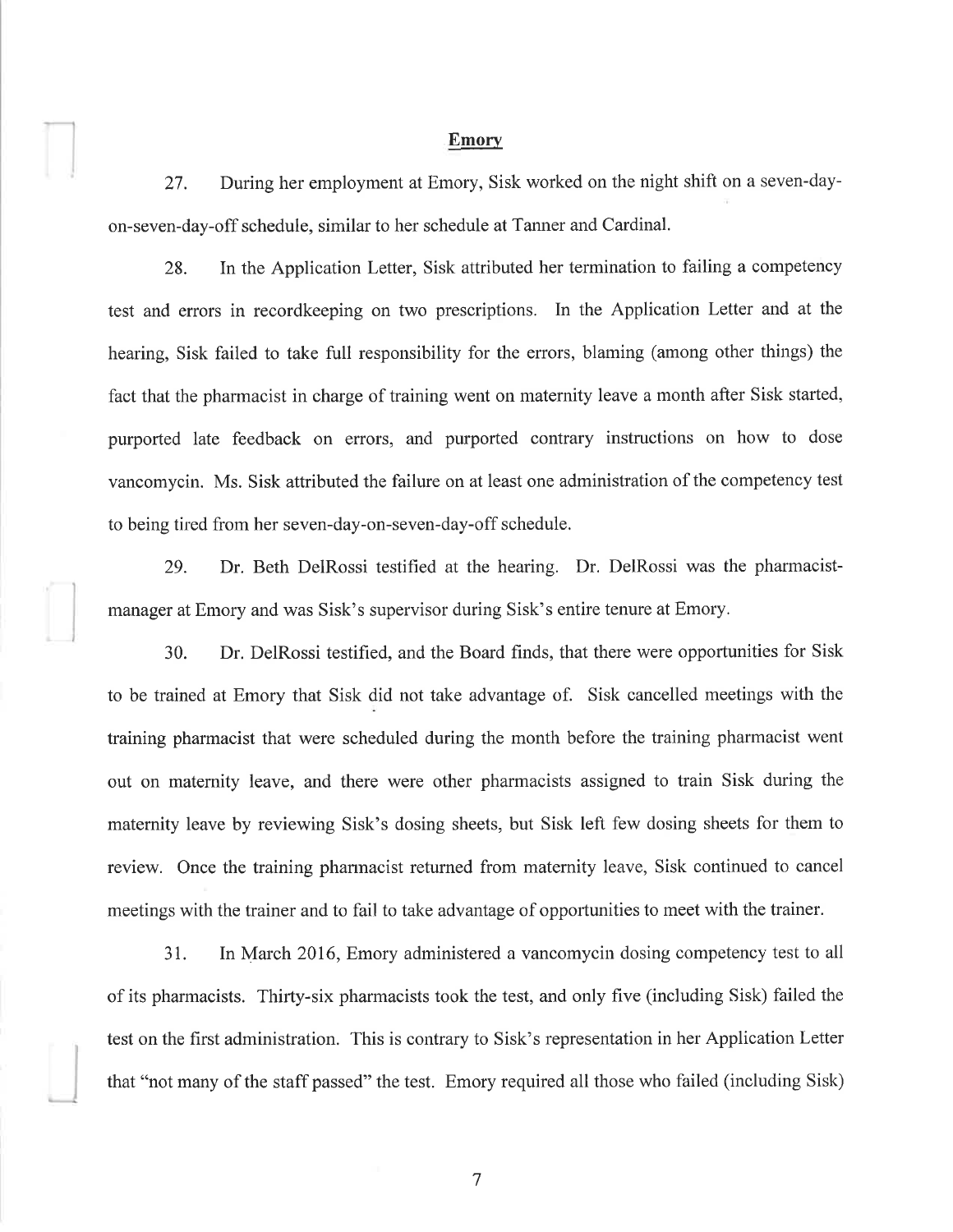## Emory

27. During her employment at Emory, Sisk worked on the night shift on a seven-day-on-seven-day-off schedule, similar to her schedule at Tanner and Cardinal.

28. In the Application Letter, Sisk attributed her termination to failing a competency test and errors in recordkeeping on two prescriptions. In the Application Letter and at the hearing, Sisk failed to take full responsibility for the errors, blaming (among other things) the fact that the pharmacist in charge of training went on maternity leave a month after Sisk started, purported late feedback on errors, and purported contrary instructions on how to dose vancomycin. Ms. Sisk attributed the failure on at least one administration of the competency test to being tired from her seven-day-on-seven-day-off schedule.

29. Dr. Beth DelRossi testified at the hearing. Dr. DelRossi was the pharmacist-manager at Emory and was Sisk's supervisor during Sisk's entire tenure at Emory.

30. Dr. DelRossi testified, and the Board finds, that there were opportunities for Sisk to be trained at Emory that Sisk did not take advantage of. Sisk cancelled meetings with the training pharmacist that were scheduled during the month before the training pharmacist went out on maternity leave, and there were other pharmacists assigned to train Sisk during the maternity leave by reviewing Sisk's dosing sheets, but Sisk left few dosing sheets for them to review. Once the training pharmacist returned from maternity leave, Sisk continued to cancel meetings with the trainer and to fail to take advantage of opportunities to meet with the trainer.

31. In March 2016, Emory administered a vancomycin dosing competency test to all of its pharmacists. Thirty-six pharmacists took the test, and only five (including Sisk) failed the test on the first administration. This is contrary to Sisk's representation in her Application Letter that "not many of the staff passed" the test. Emory required all those who failed (including Sisk)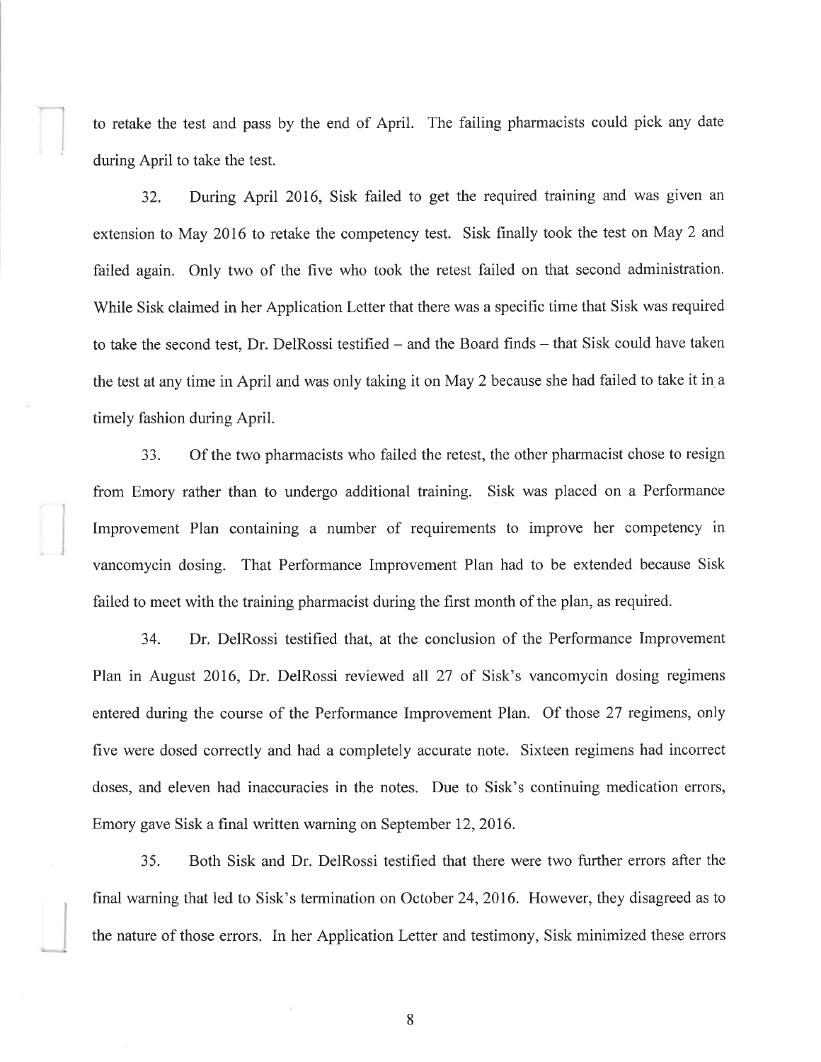to retake the test and pass by the end of April. The failing pharmacists could pick any date during April to take the test.

32. During April 2016, Sisk failed to get the required training and was given an extension to May 2016 to retake the competency test. Sisk finally took the test on May 2 and failed again. Only two of the five who took the retest failed on that second administration. While Sisk claimed in her Application Letter that there was a specific time that Sisk was required to take the second test, Dr. DelRossi testified – and the Board finds – that Sisk could have taken the test at any time in April and was only taking it on May 2 because she had failed to take it in a timely fashion during April.

33. Of the two pharmacists who failed the retest, the other pharmacist chose to resign from Emory rather than to undergo additional training. Sisk was placed on a Performance Improvement Plan containing a number of requirements to improve her competency in vancomycin dosing. That Performance Improvement Plan had to be extended because Sisk failed to meet with the training pharmacist during the first month of the plan, as required.

34. Dr. DelRossi testified that, at the conclusion of the Performance Improvement Plan in August 2016, Dr. DelRossi reviewed all 27 of Sisk's vancomycin dosing regimens entered during the course of the Performance Improvement Plan. Of those 27 regimens, only five were dosed correctly and had a completely accurate note. Sixteen regimens had incorrect doses, and eleven had inaccuracies in the notes. Due to Sisk's continuing medication errors, Emory gave Sisk a final written warning on September 12, 2016.

35. Both Sisk and Dr. DelRossi testified that there were two further errors after the final warning that led to Sisk's termination on October 24, 2016. However, they disagreed as to the nature of those errors. In her Application Letter and testimony, Sisk minimized these errors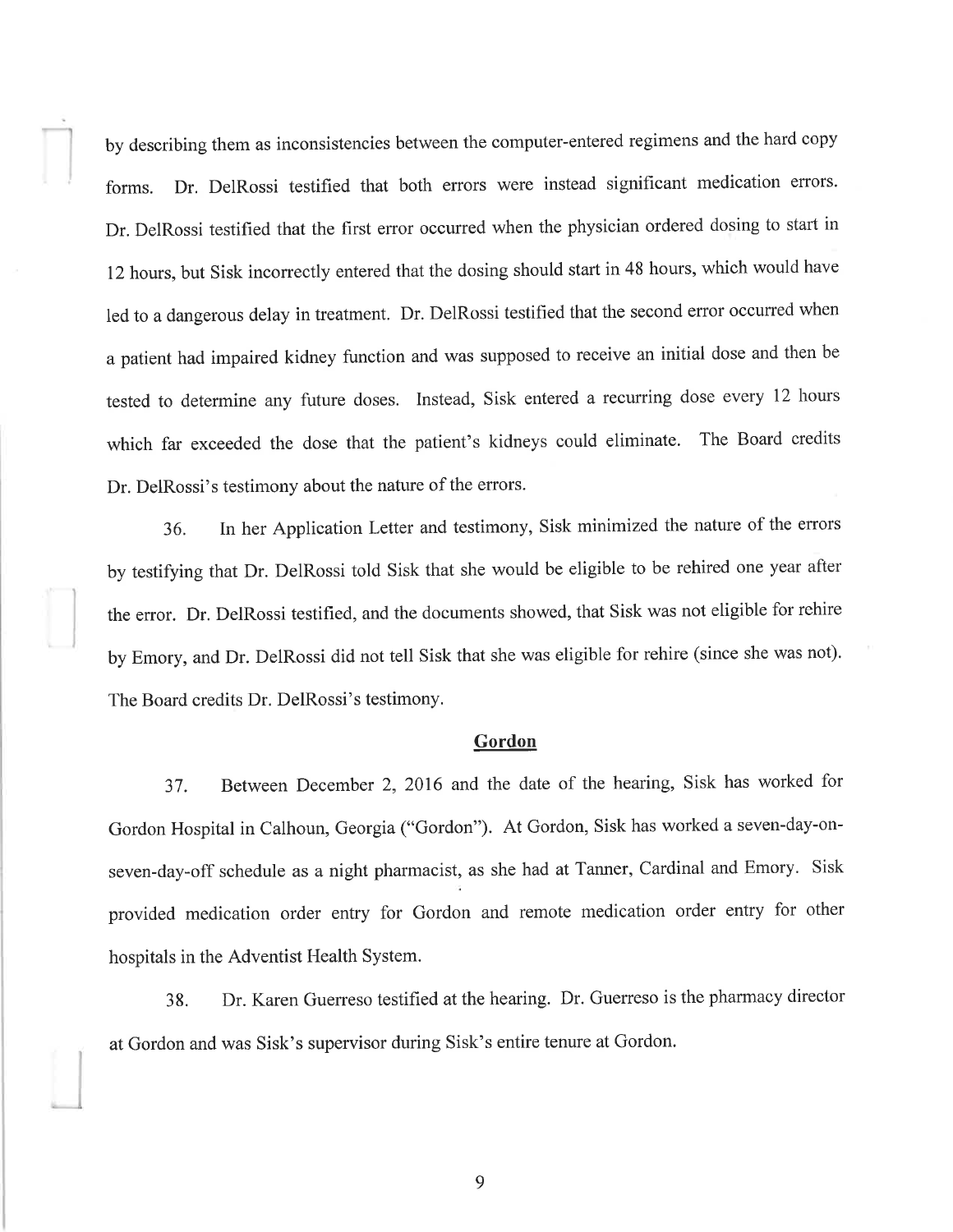by describing them as inconsistencies between the computer-entered regimens and the hard copy forms. Dr. DelRossi testified that both errors were instead significant medication errors. Dr. DelRossi testified that the first error occurred when the physician ordered dosing to start in 12 hours, but Sisk incorrectly entered that the dosing should start in 48 hours, which would have led to a dangerous delay in treatment. Dr. DelRossi testified that the second error occurred when a patient had impaired kidney function and was supposed to receive an initial dose and then be tested to determine any future doses. Instead, Sisk entered a recurring dose every 12 hours which far exceeded the dose that the patient's kidneys could eliminate. The Board credits Dr. DelRossi's testimony about the nature of the errors.

36. In her Application Letter and testimony, Sisk minimized the nature of the errors by testifying that Dr. DelRossi told Sisk that she would be eligible to be rehired one year after the error. Dr. DelRossi testified, and the documents showed, that Sisk was not eligible for rehire by Emory, and Dr. DelRossi did not tell Sisk that she was eligible for rehire (since she was not). The Board credits Dr. DelRossi's testimony.

## Gordon

37. Between December 2, 2016 and the date of the hearing, Sisk has worked for Gordon Hospital in Calhoun, Georgia ("Gordon"). At Gordon, Sisk has worked a seven-day-on-seven-day-off schedule as a night pharmacist, as she had at Tanner, Cardinal and Emory. Sisk provided medication order entry for Gordon and remote medication order entry for other hospitals in the Adventist Health System.

38. Dr. Karen Guerreso testified at the hearing. Dr. Guerreso is the pharmacy director at Gordon and was Sisk's supervisor during Sisk's entire tenure at Gordon.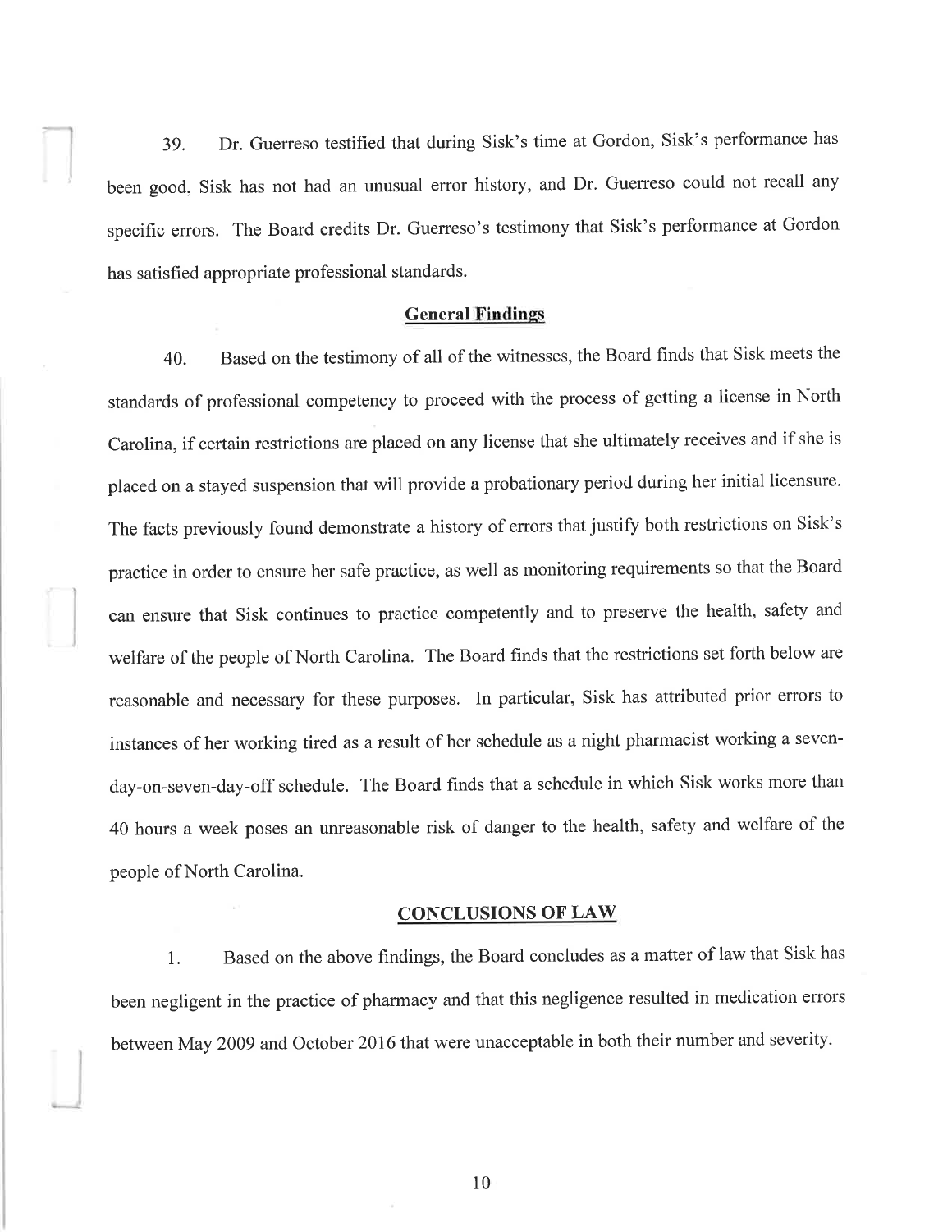39. Dr. Guerreso testified that during Sisk's time at Gordon, Sisk's performance has been good, Sisk has not had an unusual error history, and Dr. Guerreso could not recall any specific errors. The Board credits Dr. Guerreso's testimony that Sisk's performance at Gordon has satisfied appropriate professional standards.

## General Findings

40. Based on the testimony of all of the witnesses, the Board finds that Sisk meets the standards of professional competency to proceed with the process of getting a license in North Carolina, if certain restrictions are placed on any license that she ultimately receives and if she is placed on a stayed suspension that will provide a probationary period during her initial licensure. The facts previously found demonstrate a history of errors that justify both restrictions on Sisk's practice in order to ensure her safe practice, as well as monitoring requirements so that the Board can ensure that Sisk continues to practice competently and to preserve the health, safety and welfare of the people of North Carolina. The Board finds that the restrictions set forth below are reasonable and necessary for these purposes. In particular, Sisk has attributed prior errors to instances of her working tired as a result of her schedule as a night pharmacist working a seven-day-on-seven-day-off schedule. The Board finds that a schedule in which Sisk works more than 40 hours a week poses an unreasonable risk of danger to the health, safety and welfare of the people of North Carolina.

## CONCLUSIONS OF LAW

1. Based on the above findings, the Board concludes as a matter of law that Sisk has been negligent in the practice of pharmacy and that this negligence resulted in medication errors between May 2009 and October 2016 that were unacceptable in both their number and severity.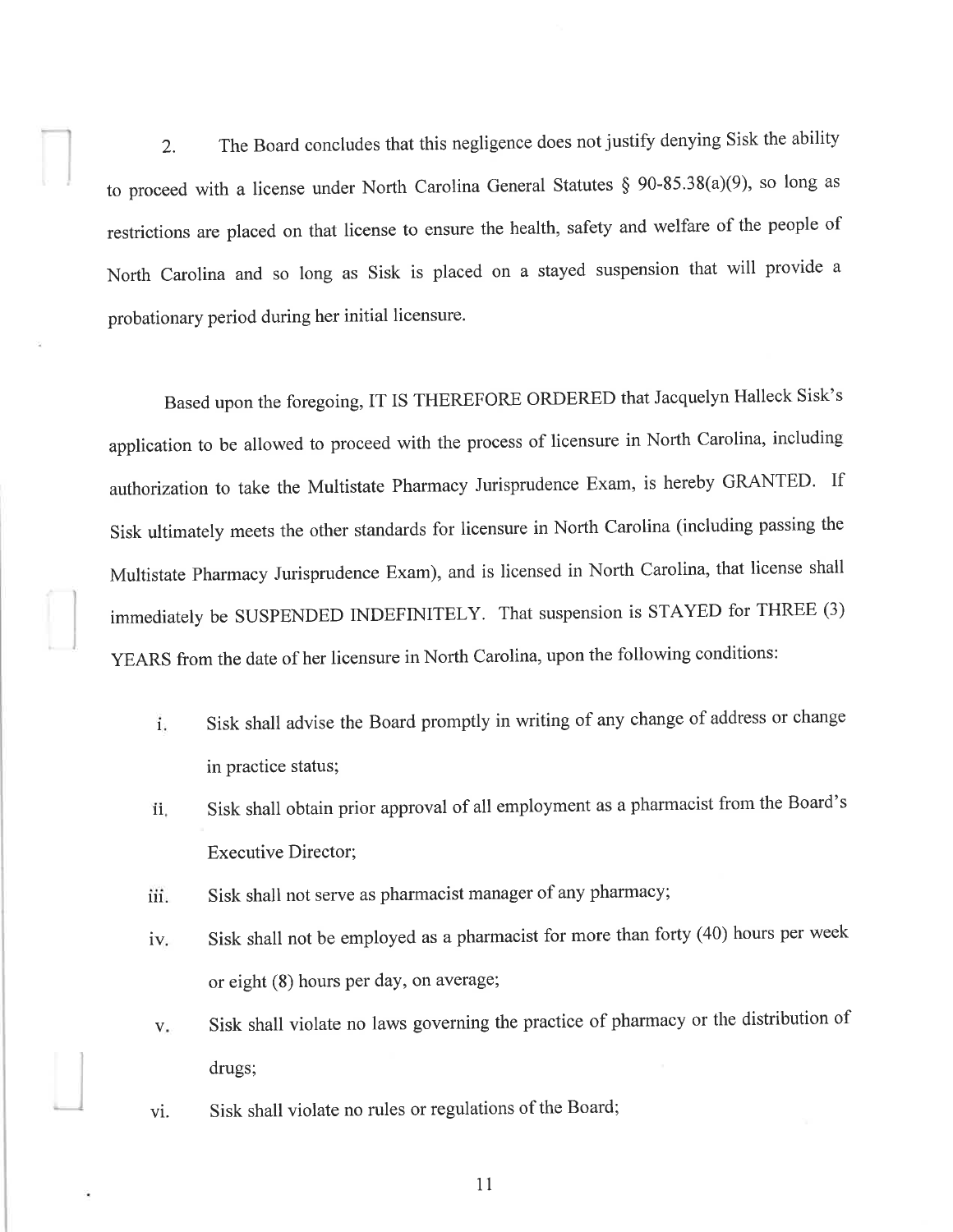2. The Board concludes that this negligence does not justify denying Sisk the ability to proceed with a license under North Carolina General Statutes § 90-85.38(a)(9), so long as restrictions are placed on that license to ensure the health, safety and welfare of the people of North Carolina and so long as Sisk is placed on a stayed suspension that will provide a probationary period during her initial licensure.

Based upon the foregoing, IT IS THEREFORE ORDERED that Jacquelyn Halleck Sisk's application to be allowed to proceed with the process of licensure in North Carolina, including authorization to take the Multistate Pharmacy Jurisprudence Exam, is hereby GRANTED. If Sisk ultimately meets the other standards for licensure in North Carolina (including passing the Multistate Pharmacy Jurisprudence Exam), and is licensed in North Carolina, that license shall immediately be SUSPENDED INDEFINITELY. That suspension is STAYED for THREE (3) YEARS from the date of her licensure in North Carolina, upon the following conditions:

i. Sisk shall advise the Board promptly in writing of any change of address or change in practice status;

ii. Sisk shall obtain prior approval of all employment as a pharmacist from the Board's Executive Director;

iii. Sisk shall not serve as pharmacist manager of any pharmacy;

iv. Sisk shall not be employed as a pharmacist for more than forty (40) hours per week or eight (8) hours per day, on average;

v. Sisk shall violate no laws governing the practice of pharmacy or the distribution of drugs;

vi. Sisk shall violate no rules or regulations of the Board;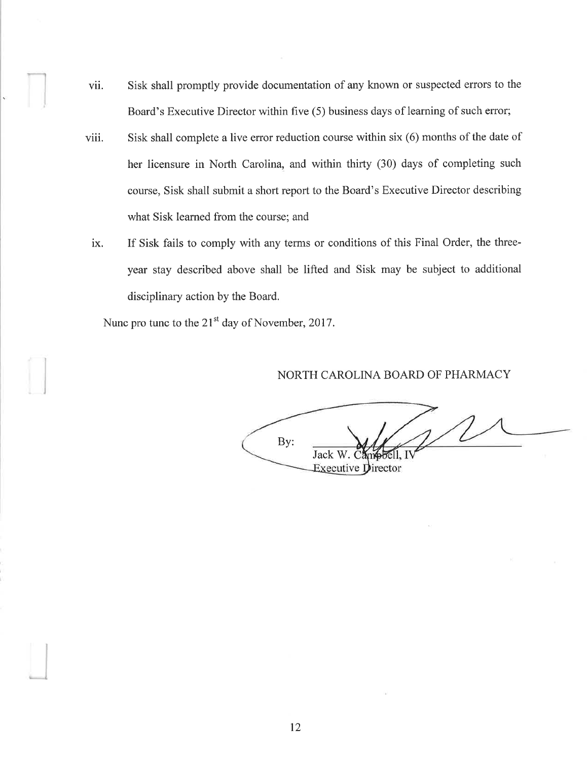vii. Sisk shall promptly provide documentation of any known or suspected errors to the Board's Executive Director within five (5) business days of learning of such error;

viii. Sisk shall complete a live error reduction course within six (6) months of the date of her licensure in North Carolina, and within thirty (30) days of completing such course, Sisk shall submit a short report to the Board's Executive Director describing what Sisk learned from the course; and

ix. If Sisk fails to comply with any terms or conditions of this Final Order, the three-year stay described above shall be lifted and Sisk may be subject to additional disciplinary action by the Board.

Nunc pro tunc to the 21st day of November, 2017.

NORTH CAROLINA BOARD OF PHARMACY

By: ______________________
Jack W. Campbell, IV
Executive Director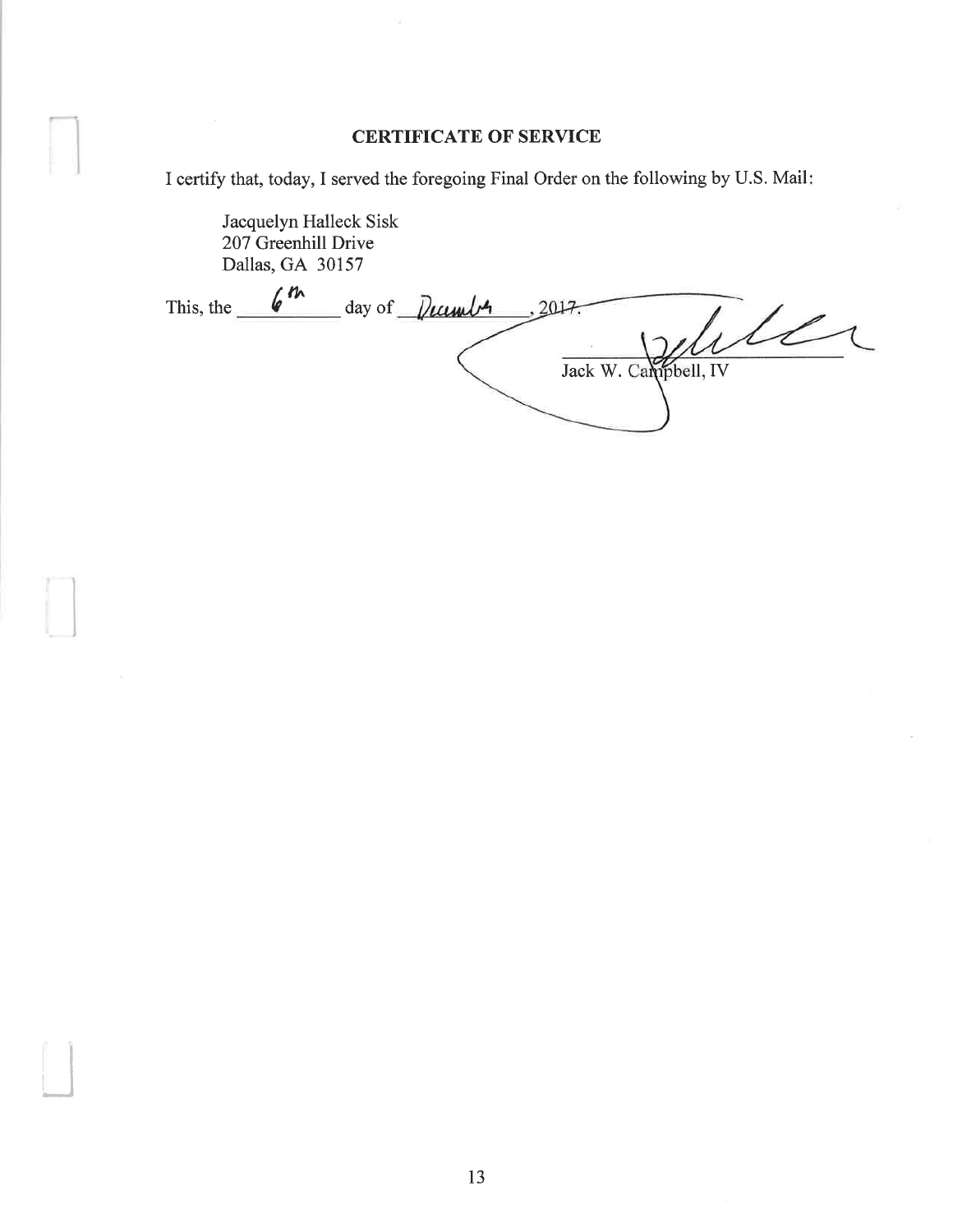## CERTIFICATE OF SERVICE

I certify that, today, I served the foregoing Final Order on the following by U.S. Mail:

Jacquelyn Halleck Sisk
207 Greenhill Drive
Dallas, GA 30157

This, the 6th day of December, 2017.

Jack W. Campbell, IV